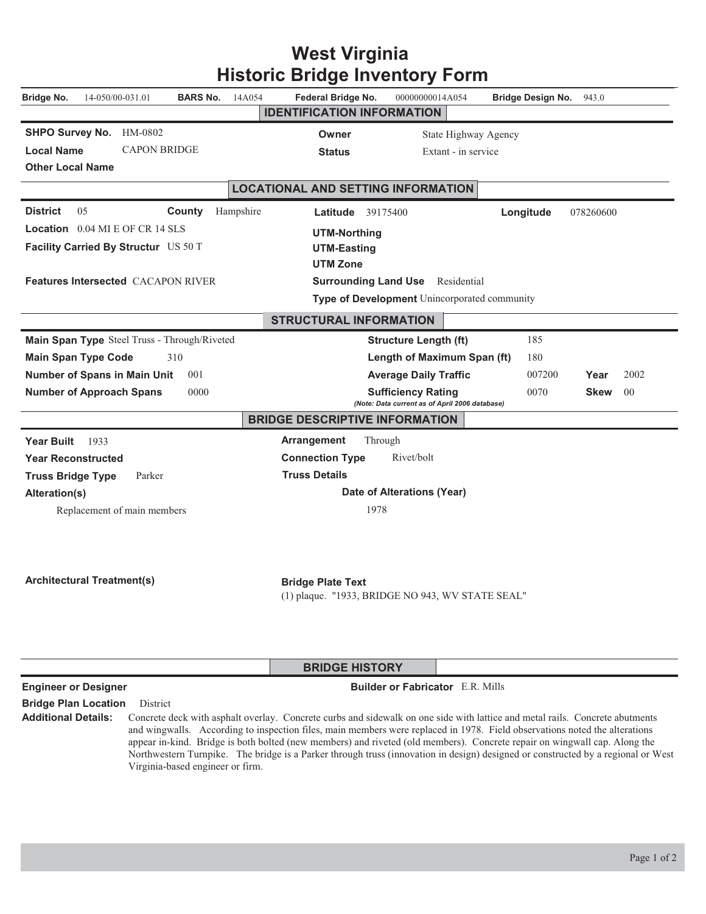# West Virginia Historic Bridge Inventory Form

**Bridge No.** 14-050/00-031.01 **BARS No.** 14A054 **Federal Bridge No.** 00000000014A054 **Bridge Design No.** 943.0

## IDENTIFICATION INFORMATION

**SHPO Survey No.** HM-0802

**Local Name** CAPON BRIDGE

**Other Local Name**

**Owner** State Highway Agency

**Status** Extant - in service

## LOCATIONAL AND SETTING INFORMATION

**District** 05 **County** Hampshire

**Location** 0.04 MI E OF CR 14 SLS

**Facility Carried By Structur** US 50 T

**Features Intersected** CACAPON RIVER

**Latitude** 39175400 **Longitude** 078260600

**UTM-Northing**

**UTM-Easting**

**UTM Zone**

**Surrounding Land Use** Residential

**Type of Development** Unincorporated community

## STRUCTURAL INFORMATION

**Main Span Type** Steel Truss - Through/Riveted

**Main Span Type Code** 310

**Number of Spans in Main Unit** 001

**Number of Approach Spans** 0000

**Structure Length (ft)** 185

**Length of Maximum Span (ft)** 180

**Average Daily Traffic** 007200 **Year** 2002

**Sufficiency Rating** 0070 **Skew** 00

*(Note: Data current as of April 2006 database)*

## BRIDGE DESCRIPTIVE INFORMATION

**Year Built** 1933

**Year Reconstructed**

**Truss Bridge Type** Parker

**Arrangement** Through

**Connection Type** Rivet/bolt

**Truss Details**

| Alteration(s) | Date of Alterations (Year) |
|---|---|
| Replacement of main members | 1978 |

**Architectural Treatment(s)**

**Bridge Plate Text**
(1) plaque. "1933, BRIDGE NO 943, WV STATE SEAL"

## BRIDGE HISTORY

**Engineer or Designer**

**Builder or Fabricator** E.R. Mills

**Bridge Plan Location** District

**Additional Details:** Concrete deck with asphalt overlay. Concrete curbs and sidewalk on one side with lattice and metal rails. Concrete abutments and wingwalls. According to inspection files, main members were replaced in 1978. Field observations noted the alterations appear in-kind. Bridge is both bolted (new members) and riveted (old members). Concrete repair on wingwall cap. Along the Northwestern Turnpike. The bridge is a Parker through truss (innovation in design) designed or constructed by a regional or West Virginia-based engineer or firm.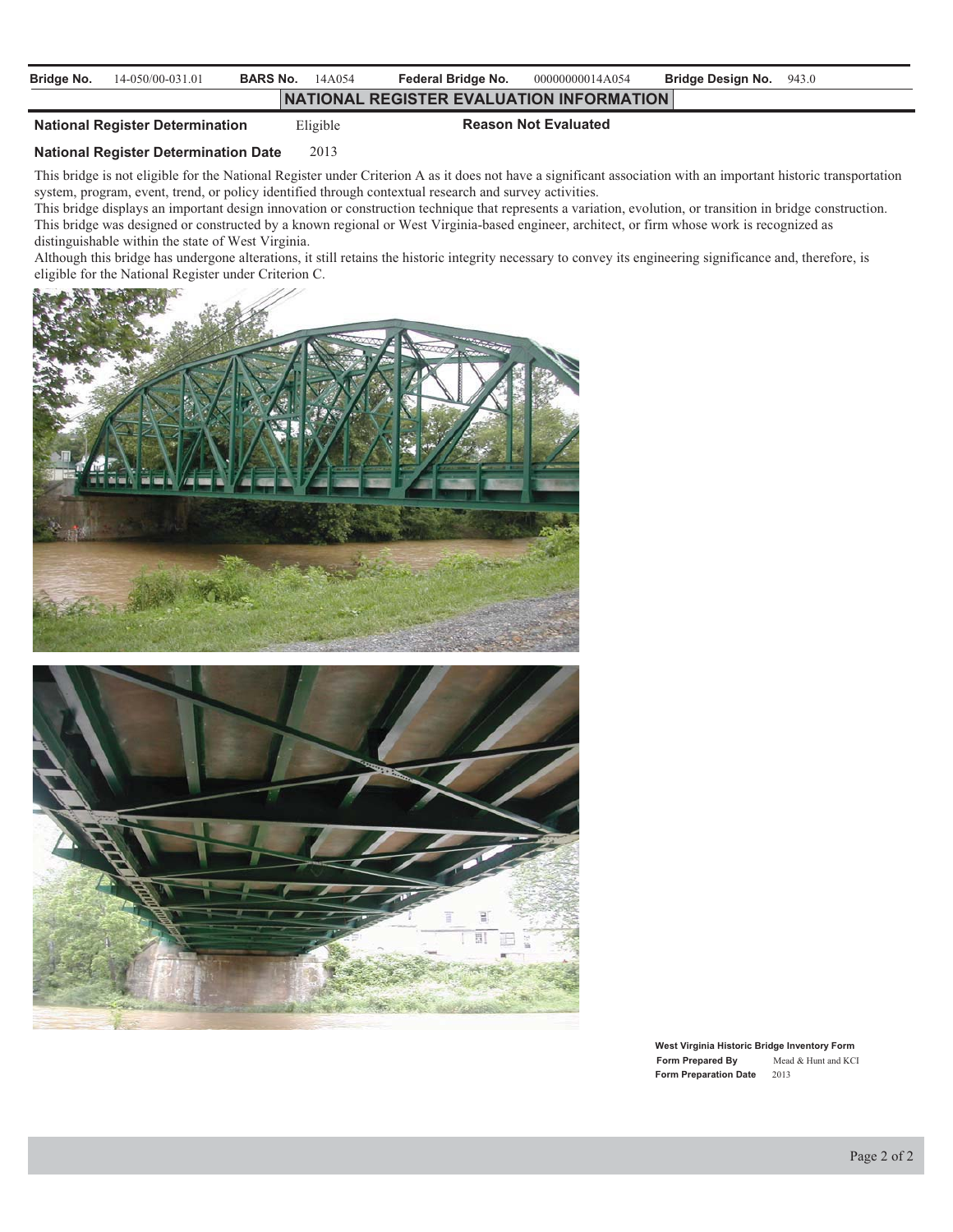| Bridge No. | 14-050/00-031.01 | BARS No. | 14A054 | Federal Bridge No. | 00000000014A054 | Bridge Design No. | 943.0 |
|---|---|---|---|---|---|---|---|

## NATIONAL REGISTER EVALUATION INFORMATION

**National Register Determination** Eligible **Reason Not Evaluated**

**National Register Determination Date** 2013

This bridge is not eligible for the National Register under Criterion A as it does not have a significant association with an important historic transportation system, program, event, trend, or policy identified through contextual research and survey activities.
This bridge displays an important design innovation or construction technique that represents a variation, evolution, or transition in bridge construction.
This bridge was designed or constructed by a known regional or West Virginia-based engineer, architect, or firm whose work is recognized as distinguishable within the state of West Virginia.
Although this bridge has undergone alterations, it still retains the historic integrity necessary to convey its engineering significance and, therefore, is eligible for the National Register under Criterion C.

**West Virginia Historic Bridge Inventory Form**
**Form Prepared By** Mead & Hunt and KCI
**Form Preparation Date** 2013